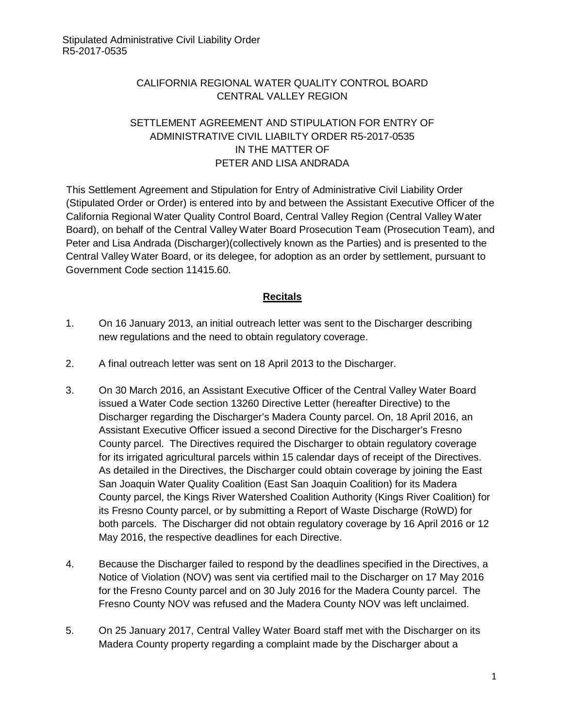CALIFORNIA REGIONAL WATER QUALITY CONTROL BOARD
CENTRAL VALLEY REGION

SETTLEMENT AGREEMENT AND STIPULATION FOR ENTRY OF
ADMINISTRATIVE CIVIL LIABILTY ORDER R5-2017-0535
IN THE MATTER OF
PETER AND LISA ANDRADA

This Settlement Agreement and Stipulation for Entry of Administrative Civil Liability Order (Stipulated Order or Order) is entered into by and between the Assistant Executive Officer of the California Regional Water Quality Control Board, Central Valley Region (Central Valley Water Board), on behalf of the Central Valley Water Board Prosecution Team (Prosecution Team), and Peter and Lisa Andrada (Discharger)(collectively known as the Parties) and is presented to the Central Valley Water Board, or its delegee, for adoption as an order by settlement, pursuant to Government Code section 11415.60.

## **Recitals**

1. On 16 January 2013, an initial outreach letter was sent to the Discharger describing new regulations and the need to obtain regulatory coverage.

2. A final outreach letter was sent on 18 April 2013 to the Discharger.

3. On 30 March 2016, an Assistant Executive Officer of the Central Valley Water Board issued a Water Code section 13260 Directive Letter (hereafter Directive) to the Discharger regarding the Discharger's Madera County parcel. On, 18 April 2016, an Assistant Executive Officer issued a second Directive for the Discharger's Fresno County parcel. The Directives required the Discharger to obtain regulatory coverage for its irrigated agricultural parcels within 15 calendar days of receipt of the Directives. As detailed in the Directives, the Discharger could obtain coverage by joining the East San Joaquin Water Quality Coalition (East San Joaquin Coalition) for its Madera County parcel, the Kings River Watershed Coalition Authority (Kings River Coalition) for its Fresno County parcel, or by submitting a Report of Waste Discharge (RoWD) for both parcels. The Discharger did not obtain regulatory coverage by 16 April 2016 or 12 May 2016, the respective deadlines for each Directive.

4. Because the Discharger failed to respond by the deadlines specified in the Directives, a Notice of Violation (NOV) was sent via certified mail to the Discharger on 17 May 2016 for the Fresno County parcel and on 30 July 2016 for the Madera County parcel. The Fresno County NOV was refused and the Madera County NOV was left unclaimed.

5. On 25 January 2017, Central Valley Water Board staff met with the Discharger on its Madera County property regarding a complaint made by the Discharger about a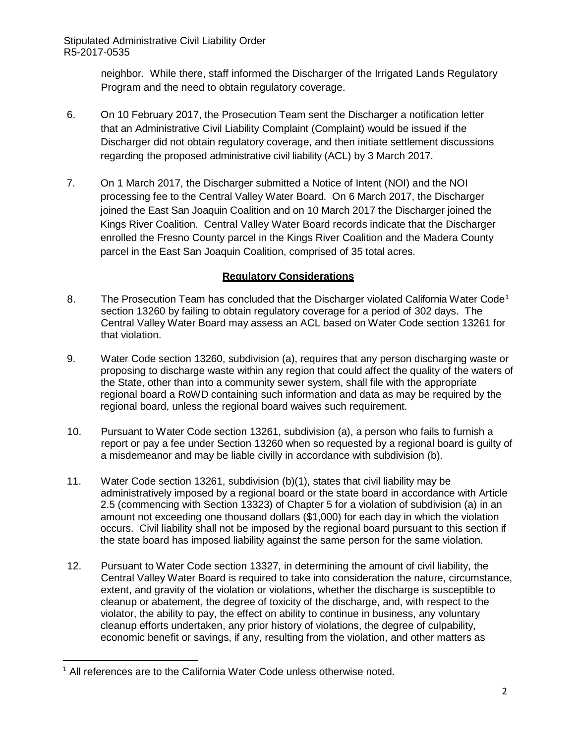neighbor. While there, staff informed the Discharger of the Irrigated Lands Regulatory Program and the need to obtain regulatory coverage.

6. On 10 February 2017, the Prosecution Team sent the Discharger a notification letter that an Administrative Civil Liability Complaint (Complaint) would be issued if the Discharger did not obtain regulatory coverage, and then initiate settlement discussions regarding the proposed administrative civil liability (ACL) by 3 March 2017.

7. On 1 March 2017, the Discharger submitted a Notice of Intent (NOI) and the NOI processing fee to the Central Valley Water Board. On 6 March 2017, the Discharger joined the East San Joaquin Coalition and on 10 March 2017 the Discharger joined the Kings River Coalition. Central Valley Water Board records indicate that the Discharger enrolled the Fresno County parcel in the Kings River Coalition and the Madera County parcel in the East San Joaquin Coalition, comprised of 35 total acres.

## Regulatory Considerations

8. The Prosecution Team has concluded that the Discharger violated California Water Code[1] section 13260 by failing to obtain regulatory coverage for a period of 302 days. The Central Valley Water Board may assess an ACL based on Water Code section 13261 for that violation.

9. Water Code section 13260, subdivision (a), requires that any person discharging waste or proposing to discharge waste within any region that could affect the quality of the waters of the State, other than into a community sewer system, shall file with the appropriate regional board a RoWD containing such information and data as may be required by the regional board, unless the regional board waives such requirement.

10. Pursuant to Water Code section 13261, subdivision (a), a person who fails to furnish a report or pay a fee under Section 13260 when so requested by a regional board is guilty of a misdemeanor and may be liable civilly in accordance with subdivision (b).

11. Water Code section 13261, subdivision (b)(1), states that civil liability may be administratively imposed by a regional board or the state board in accordance with Article 2.5 (commencing with Section 13323) of Chapter 5 for a violation of subdivision (a) in an amount not exceeding one thousand dollars ($1,000) for each day in which the violation occurs. Civil liability shall not be imposed by the regional board pursuant to this section if the state board has imposed liability against the same person for the same violation.

12. Pursuant to Water Code section 13327, in determining the amount of civil liability, the Central Valley Water Board is required to take into consideration the nature, circumstance, extent, and gravity of the violation or violations, whether the discharge is susceptible to cleanup or abatement, the degree of toxicity of the discharge, and, with respect to the violator, the ability to pay, the effect on ability to continue in business, any voluntary cleanup efforts undertaken, any prior history of violations, the degree of culpability, economic benefit or savings, if any, resulting from the violation, and other matters as

[1] All references are to the California Water Code unless otherwise noted.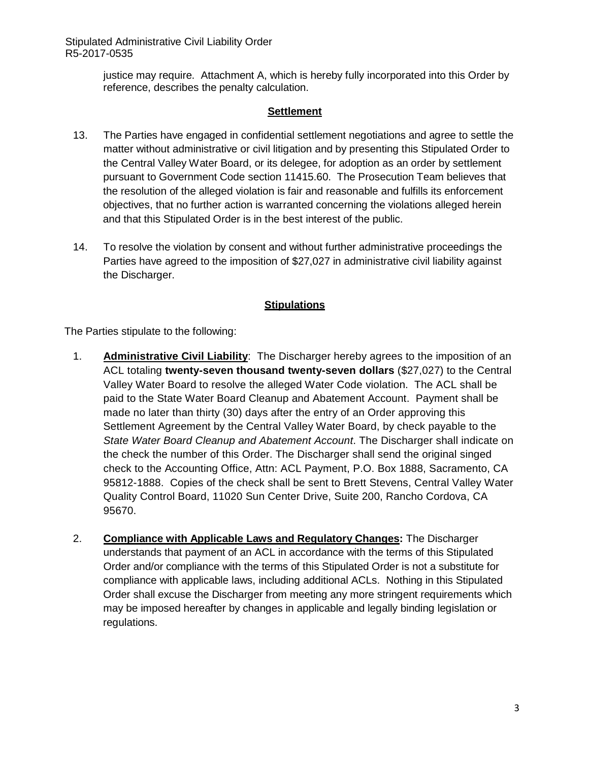justice may require. Attachment A, which is hereby fully incorporated into this Order by reference, describes the penalty calculation.

## Settlement

13. The Parties have engaged in confidential settlement negotiations and agree to settle the matter without administrative or civil litigation and by presenting this Stipulated Order to the Central Valley Water Board, or its delegee, for adoption as an order by settlement pursuant to Government Code section 11415.60. The Prosecution Team believes that the resolution of the alleged violation is fair and reasonable and fulfills its enforcement objectives, that no further action is warranted concerning the violations alleged herein and that this Stipulated Order is in the best interest of the public.

14. To resolve the violation by consent and without further administrative proceedings the Parties have agreed to the imposition of $27,027 in administrative civil liability against the Discharger.

## Stipulations

The Parties stipulate to the following:

1. **Administrative Civil Liability**: The Discharger hereby agrees to the imposition of an ACL totaling **twenty-seven thousand twenty-seven dollars** ($27,027) to the Central Valley Water Board to resolve the alleged Water Code violation. The ACL shall be paid to the State Water Board Cleanup and Abatement Account. Payment shall be made no later than thirty (30) days after the entry of an Order approving this Settlement Agreement by the Central Valley Water Board, by check payable to the *State Water Board Cleanup and Abatement Account*. The Discharger shall indicate on the check the number of this Order. The Discharger shall send the original singed check to the Accounting Office, Attn: ACL Payment, P.O. Box 1888, Sacramento, CA 95812-1888. Copies of the check shall be sent to Brett Stevens, Central Valley Water Quality Control Board, 11020 Sun Center Drive, Suite 200, Rancho Cordova, CA 95670.

2. **Compliance with Applicable Laws and Regulatory Changes:** The Discharger understands that payment of an ACL in accordance with the terms of this Stipulated Order and/or compliance with the terms of this Stipulated Order is not a substitute for compliance with applicable laws, including additional ACLs. Nothing in this Stipulated Order shall excuse the Discharger from meeting any more stringent requirements which may be imposed hereafter by changes in applicable and legally binding legislation or regulations.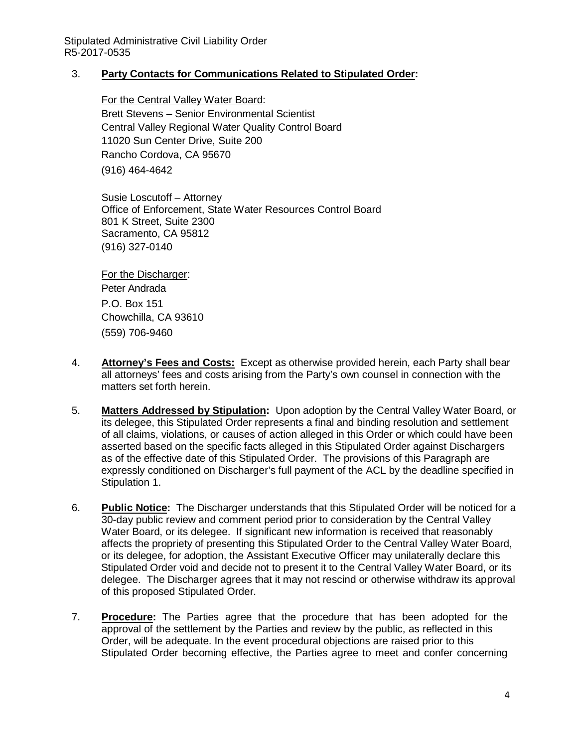3. **Party Contacts for Communications Related to Stipulated Order:**

   For the Central Valley Water Board:
   Brett Stevens – Senior Environmental Scientist
   Central Valley Regional Water Quality Control Board
   11020 Sun Center Drive, Suite 200
   Rancho Cordova, CA 95670
   (916) 464-4642

   Susie Loscutoff – Attorney
   Office of Enforcement, State Water Resources Control Board
   801 K Street, Suite 2300
   Sacramento, CA 95812
   (916) 327-0140

   For the Discharger:
   Peter Andrada
   P.O. Box 151
   Chowchilla, CA 93610
   (559) 706-9460

4. **Attorney's Fees and Costs:** Except as otherwise provided herein, each Party shall bear all attorneys' fees and costs arising from the Party's own counsel in connection with the matters set forth herein.

5. **Matters Addressed by Stipulation:** Upon adoption by the Central Valley Water Board, or its delegee, this Stipulated Order represents a final and binding resolution and settlement of all claims, violations, or causes of action alleged in this Order or which could have been asserted based on the specific facts alleged in this Stipulated Order against Dischargers as of the effective date of this Stipulated Order. The provisions of this Paragraph are expressly conditioned on Discharger's full payment of the ACL by the deadline specified in Stipulation 1.

6. **Public Notice:** The Discharger understands that this Stipulated Order will be noticed for a 30-day public review and comment period prior to consideration by the Central Valley Water Board, or its delegee. If significant new information is received that reasonably affects the propriety of presenting this Stipulated Order to the Central Valley Water Board, or its delegee, for adoption, the Assistant Executive Officer may unilaterally declare this Stipulated Order void and decide not to present it to the Central Valley Water Board, or its delegee. The Discharger agrees that it may not rescind or otherwise withdraw its approval of this proposed Stipulated Order.

7. **Procedure:** The Parties agree that the procedure that has been adopted for the approval of the settlement by the Parties and review by the public, as reflected in this Order, will be adequate. In the event procedural objections are raised prior to this Stipulated Order becoming effective, the Parties agree to meet and confer concerning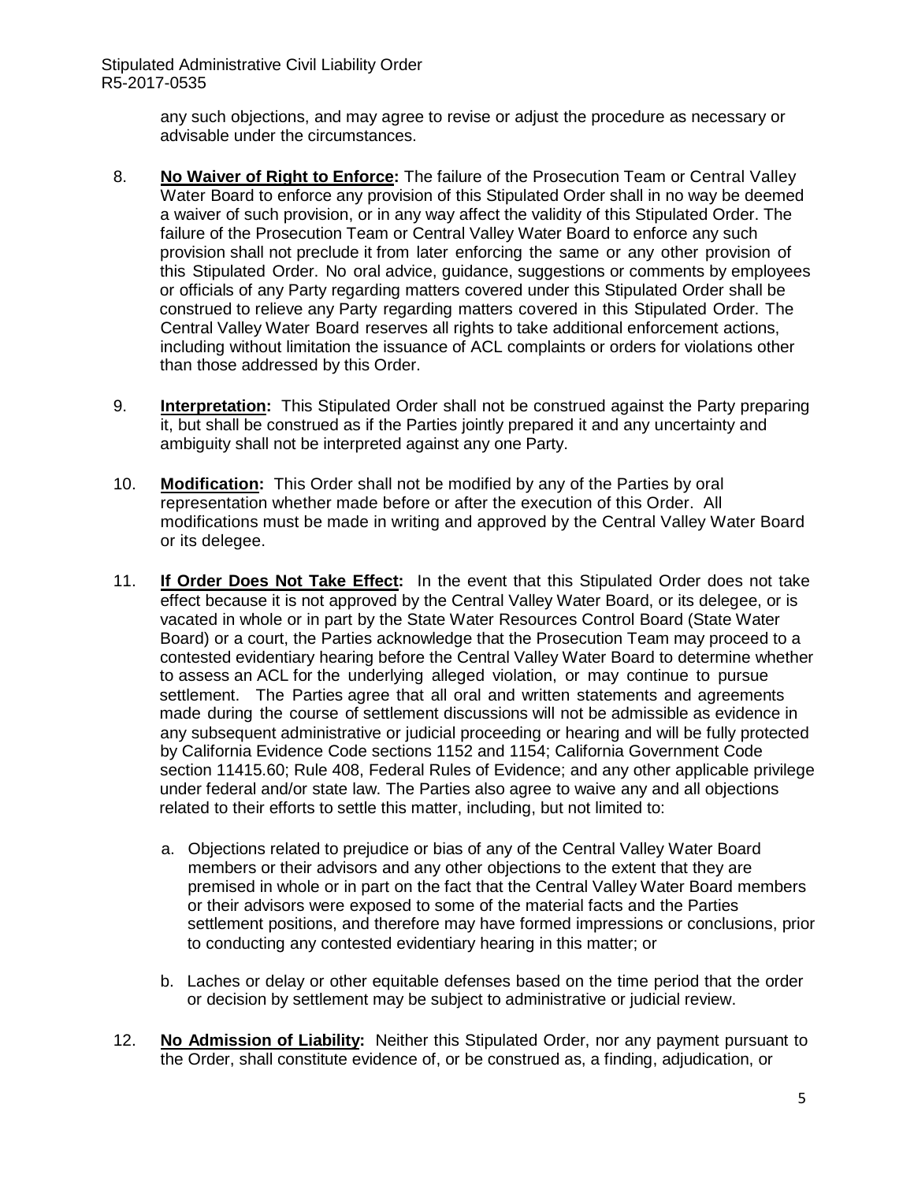any such objections, and may agree to revise or adjust the procedure as necessary or advisable under the circumstances.

8. **No Waiver of Right to Enforce:** The failure of the Prosecution Team or Central Valley Water Board to enforce any provision of this Stipulated Order shall in no way be deemed a waiver of such provision, or in any way affect the validity of this Stipulated Order. The failure of the Prosecution Team or Central Valley Water Board to enforce any such provision shall not preclude it from later enforcing the same or any other provision of this Stipulated Order. No oral advice, guidance, suggestions or comments by employees or officials of any Party regarding matters covered under this Stipulated Order shall be construed to relieve any Party regarding matters covered in this Stipulated Order. The Central Valley Water Board reserves all rights to take additional enforcement actions, including without limitation the issuance of ACL complaints or orders for violations other than those addressed by this Order.

9. **Interpretation:** This Stipulated Order shall not be construed against the Party preparing it, but shall be construed as if the Parties jointly prepared it and any uncertainty and ambiguity shall not be interpreted against any one Party.

10. **Modification:** This Order shall not be modified by any of the Parties by oral representation whether made before or after the execution of this Order. All modifications must be made in writing and approved by the Central Valley Water Board or its delegee.

11. **If Order Does Not Take Effect:** In the event that this Stipulated Order does not take effect because it is not approved by the Central Valley Water Board, or its delegee, or is vacated in whole or in part by the State Water Resources Control Board (State Water Board) or a court, the Parties acknowledge that the Prosecution Team may proceed to a contested evidentiary hearing before the Central Valley Water Board to determine whether to assess an ACL for the underlying alleged violation, or may continue to pursue settlement. The Parties agree that all oral and written statements and agreements made during the course of settlement discussions will not be admissible as evidence in any subsequent administrative or judicial proceeding or hearing and will be fully protected by California Evidence Code sections 1152 and 1154; California Government Code section 11415.60; Rule 408, Federal Rules of Evidence; and any other applicable privilege under federal and/or state law. The Parties also agree to waive any and all objections related to their efforts to settle this matter, including, but not limited to:

    a. Objections related to prejudice or bias of any of the Central Valley Water Board members or their advisors and any other objections to the extent that they are premised in whole or in part on the fact that the Central Valley Water Board members or their advisors were exposed to some of the material facts and the Parties settlement positions, and therefore may have formed impressions or conclusions, prior to conducting any contested evidentiary hearing in this matter; or

    b. Laches or delay or other equitable defenses based on the time period that the order or decision by settlement may be subject to administrative or judicial review.

12. **No Admission of Liability:** Neither this Stipulated Order, nor any payment pursuant to the Order, shall constitute evidence of, or be construed as, a finding, adjudication, or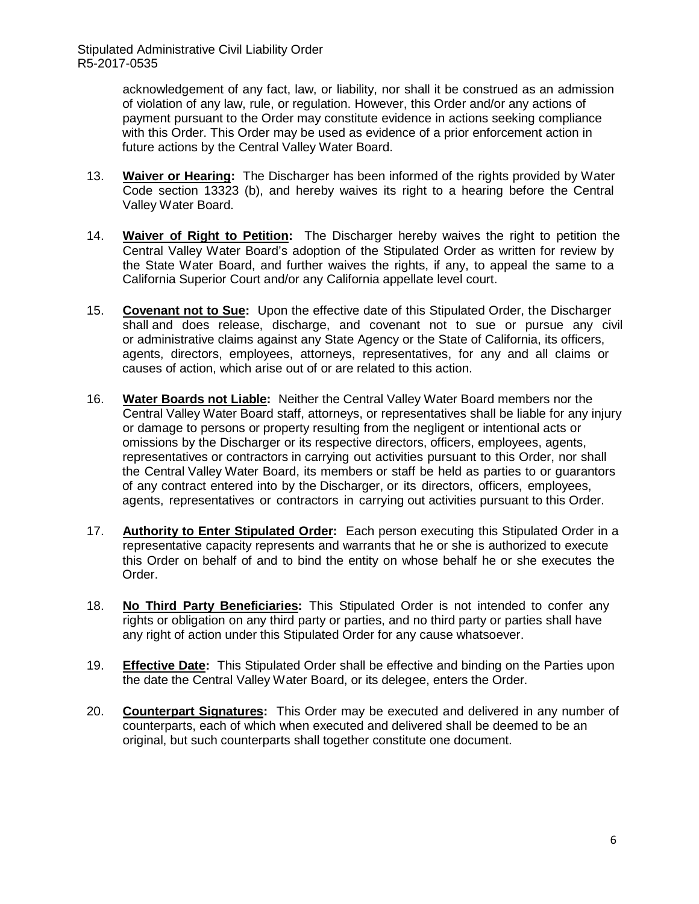acknowledgement of any fact, law, or liability, nor shall it be construed as an admission of violation of any law, rule, or regulation. However, this Order and/or any actions of payment pursuant to the Order may constitute evidence in actions seeking compliance with this Order. This Order may be used as evidence of a prior enforcement action in future actions by the Central Valley Water Board.

13. **Waiver or Hearing:** The Discharger has been informed of the rights provided by Water Code section 13323 (b), and hereby waives its right to a hearing before the Central Valley Water Board.

14. **Waiver of Right to Petition:** The Discharger hereby waives the right to petition the Central Valley Water Board's adoption of the Stipulated Order as written for review by the State Water Board, and further waives the rights, if any, to appeal the same to a California Superior Court and/or any California appellate level court.

15. **Covenant not to Sue:** Upon the effective date of this Stipulated Order, the Discharger shall and does release, discharge, and covenant not to sue or pursue any civil or administrative claims against any State Agency or the State of California, its officers, agents, directors, employees, attorneys, representatives, for any and all claims or causes of action, which arise out of or are related to this action.

16. **Water Boards not Liable:** Neither the Central Valley Water Board members nor the Central Valley Water Board staff, attorneys, or representatives shall be liable for any injury or damage to persons or property resulting from the negligent or intentional acts or omissions by the Discharger or its respective directors, officers, employees, agents, representatives or contractors in carrying out activities pursuant to this Order, nor shall the Central Valley Water Board, its members or staff be held as parties to or guarantors of any contract entered into by the Discharger, or its directors, officers, employees, agents, representatives or contractors in carrying out activities pursuant to this Order.

17. **Authority to Enter Stipulated Order:** Each person executing this Stipulated Order in a representative capacity represents and warrants that he or she is authorized to execute this Order on behalf of and to bind the entity on whose behalf he or she executes the Order.

18. **No Third Party Beneficiaries:** This Stipulated Order is not intended to confer any rights or obligation on any third party or parties, and no third party or parties shall have any right of action under this Stipulated Order for any cause whatsoever.

19. **Effective Date:** This Stipulated Order shall be effective and binding on the Parties upon the date the Central Valley Water Board, or its delegee, enters the Order.

20. **Counterpart Signatures:** This Order may be executed and delivered in any number of counterparts, each of which when executed and delivered shall be deemed to be an original, but such counterparts shall together constitute one document.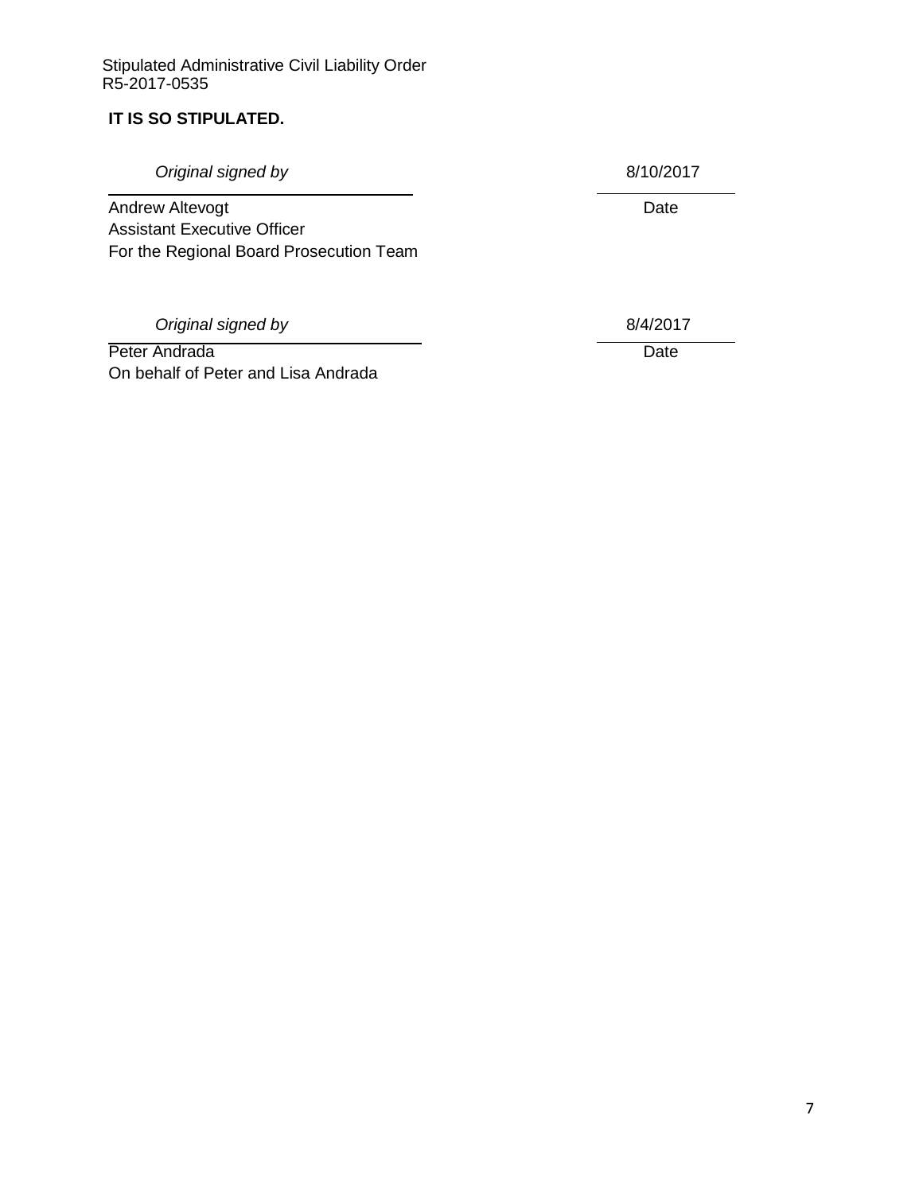Stipulated Administrative Civil Liability Order
R5-2017-0535

**IT IS SO STIPULATED.**

*Original signed by* 8/10/2017

Andrew Altevogt Date
Assistant Executive Officer
For the Regional Board Prosecution Team

*Original signed by* 8/4/2017

Peter Andrada Date
On behalf of Peter and Lisa Andrada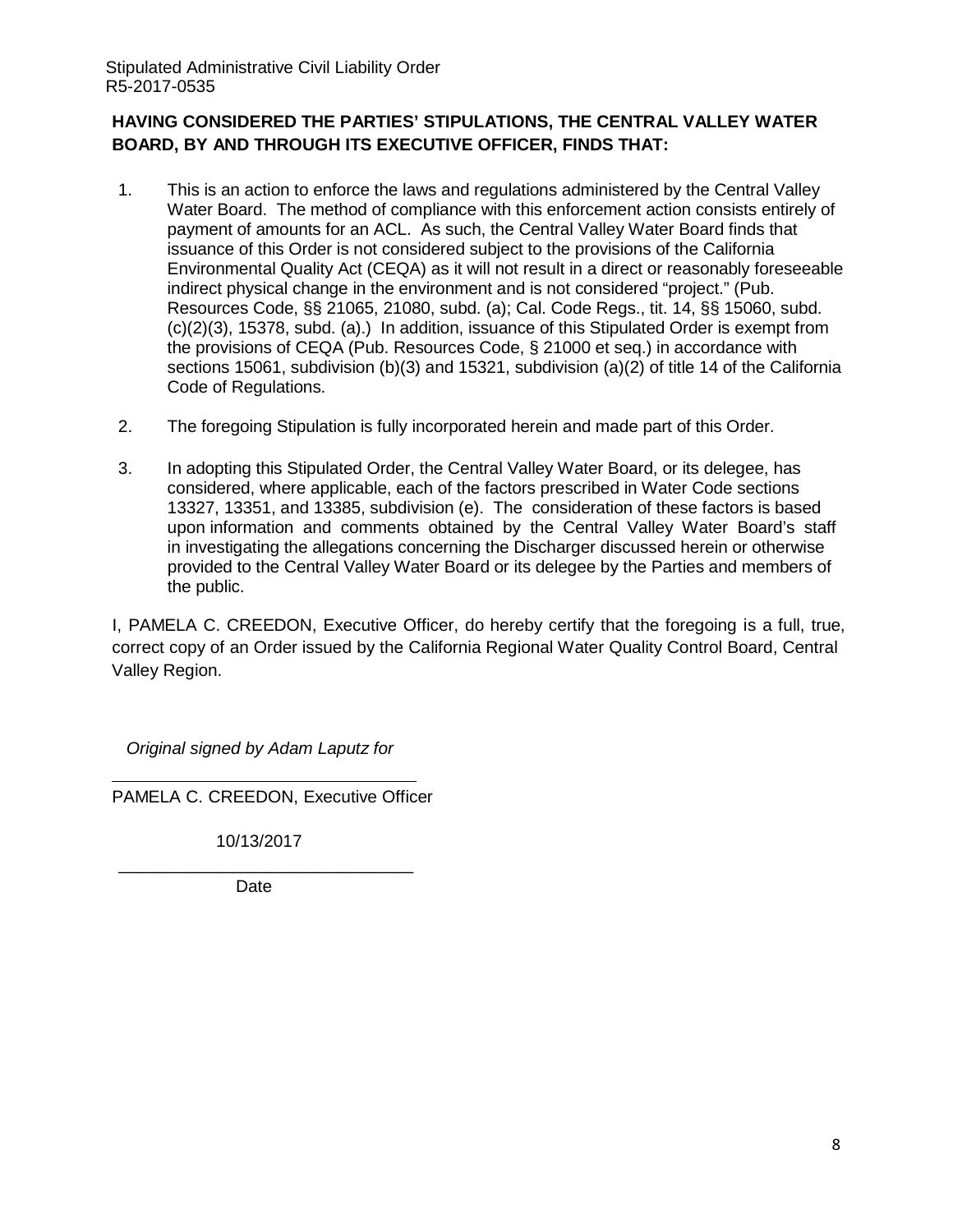**HAVING CONSIDERED THE PARTIES' STIPULATIONS, THE CENTRAL VALLEY WATER BOARD, BY AND THROUGH ITS EXECUTIVE OFFICER, FINDS THAT:**

1. This is an action to enforce the laws and regulations administered by the Central Valley Water Board. The method of compliance with this enforcement action consists entirely of payment of amounts for an ACL. As such, the Central Valley Water Board finds that issuance of this Order is not considered subject to the provisions of the California Environmental Quality Act (CEQA) as it will not result in a direct or reasonably foreseeable indirect physical change in the environment and is not considered "project." (Pub. Resources Code, §§ 21065, 21080, subd. (a); Cal. Code Regs., tit. 14, §§ 15060, subd. (c)(2)(3), 15378, subd. (a).) In addition, issuance of this Stipulated Order is exempt from the provisions of CEQA (Pub. Resources Code, § 21000 et seq.) in accordance with sections 15061, subdivision (b)(3) and 15321, subdivision (a)(2) of title 14 of the California Code of Regulations.

2. The foregoing Stipulation is fully incorporated herein and made part of this Order.

3. In adopting this Stipulated Order, the Central Valley Water Board, or its delegee, has considered, where applicable, each of the factors prescribed in Water Code sections 13327, 13351, and 13385, subdivision (e). The consideration of these factors is based upon information and comments obtained by the Central Valley Water Board's staff in investigating the allegations concerning the Discharger discussed herein or otherwise provided to the Central Valley Water Board or its delegee by the Parties and members of the public.

I, PAMELA C. CREEDON, Executive Officer, do hereby certify that the foregoing is a full, true, correct copy of an Order issued by the California Regional Water Quality Control Board, Central Valley Region.

*Original signed by Adam Laputz for*

PAMELA C. CREEDON, Executive Officer

10/13/2017

Date